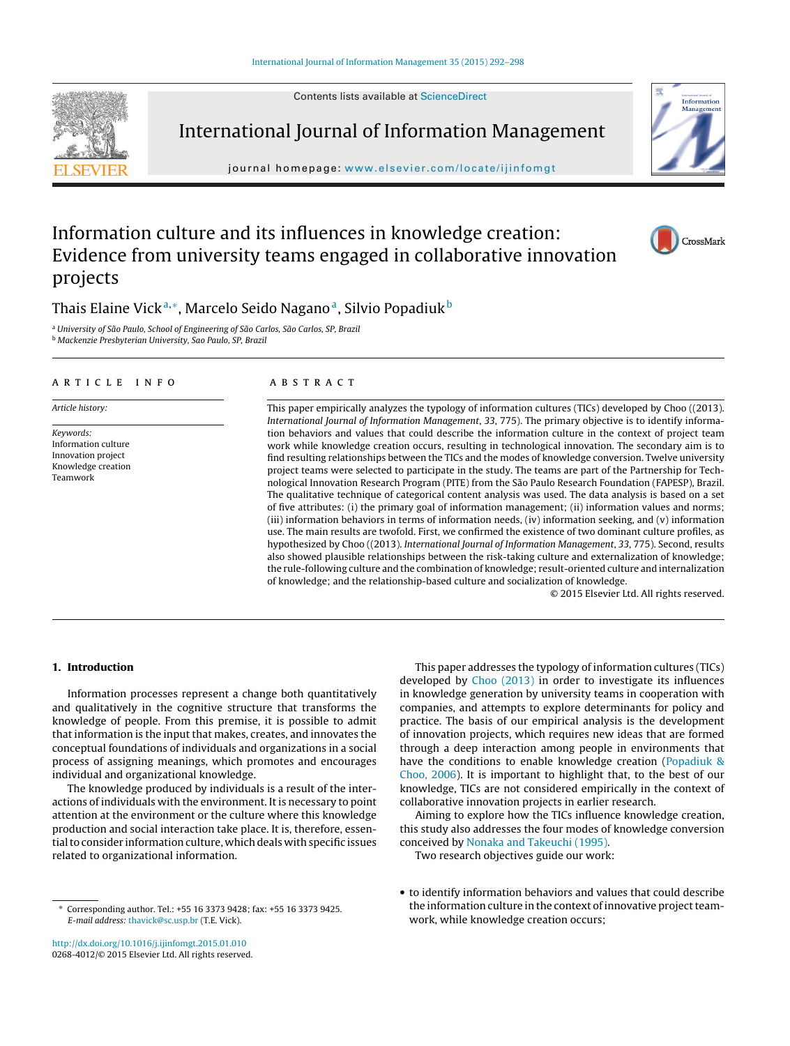# Information culture and its influences in knowledge creation: Evidence from university teams engaged in collaborative innovation projects

Thais Elaine Vick[a,*], Marcelo Seido Nagano[a], Silvio Popadiuk[b]

[a] University of São Paulo, School of Engineering of São Carlos, São Carlos, SP, Brazil
[b] Mackenzie Presbyterian University, Sao Paulo, SP, Brazil

## ARTICLE INFO

*Article history:*

*Keywords:*
Information culture
Innovation project
Knowledge creation
Teamwork

## ABSTRACT

This paper empirically analyzes the typology of information cultures (TICs) developed by Choo ((2013). *International Journal of Information Management*, *33*, 775). The primary objective is to identify information behaviors and values that could describe the information culture in the context of project team work while knowledge creation occurs, resulting in technological innovation. The secondary aim is to find resulting relationships between the TICs and the modes of knowledge conversion. Twelve university project teams were selected to participate in the study. The teams are part of the Partnership for Technological Innovation Research Program (PITE) from the São Paulo Research Foundation (FAPESP), Brazil. The qualitative technique of categorical content analysis was used. The data analysis is based on a set of five attributes: (i) the primary goal of information management; (ii) information values and norms; (iii) information behaviors in terms of information needs, (iv) information seeking, and (v) information use. The main results are twofold. First, we confirmed the existence of two dominant culture profiles, as hypothesized by Choo ((2013). *International Journal of Information Management*, *33*, 775). Second, results also showed plausible relationships between the risk-taking culture and externalization of knowledge; the rule-following culture and the combination of knowledge; result-oriented culture and internalization of knowledge; and the relationship-based culture and socialization of knowledge.

© 2015 Elsevier Ltd. All rights reserved.

## 1. Introduction

Information processes represent a change both quantitatively and qualitatively in the cognitive structure that transforms the knowledge of people. From this premise, it is possible to admit that information is the input that makes, creates, and innovates the conceptual foundations of individuals and organizations in a social process of assigning meanings, which promotes and encourages individual and organizational knowledge.

The knowledge produced by individuals is a result of the interactions of individuals with the environment. It is necessary to point attention at the environment or the culture where this knowledge production and social interaction take place. It is, therefore, essential to consider information culture, which deals with specific issues related to organizational information.

This paper addresses the typology of information cultures (TICs) developed by Choo (2013) in order to investigate its influences in knowledge generation by university teams in cooperation with companies, and attempts to explore determinants for policy and practice. The basis of our empirical analysis is the development of innovation projects, which requires new ideas that are formed through a deep interaction among people in environments that have the conditions to enable knowledge creation (Popadiuk & Choo, 2006). It is important to highlight that, to the best of our knowledge, TICs are not considered empirically in the context of collaborative innovation projects in earlier research.

Aiming to explore how the TICs influence knowledge creation, this study also addresses the four modes of knowledge conversion conceived by Nonaka and Takeuchi (1995).

Two research objectives guide our work:

- to identify information behaviors and values that could describe the information culture in the context of innovative project teamwork, while knowledge creation occurs;

* Corresponding author. Tel.: +55 16 3373 9428; fax: +55 16 3373 9425.
*E-mail address:* thavick@sc.usp.br (T.E. Vick).

http://dx.doi.org/10.1016/j.ijinfomgt.2015.01.010
0268-4012/© 2015 Elsevier Ltd. All rights reserved.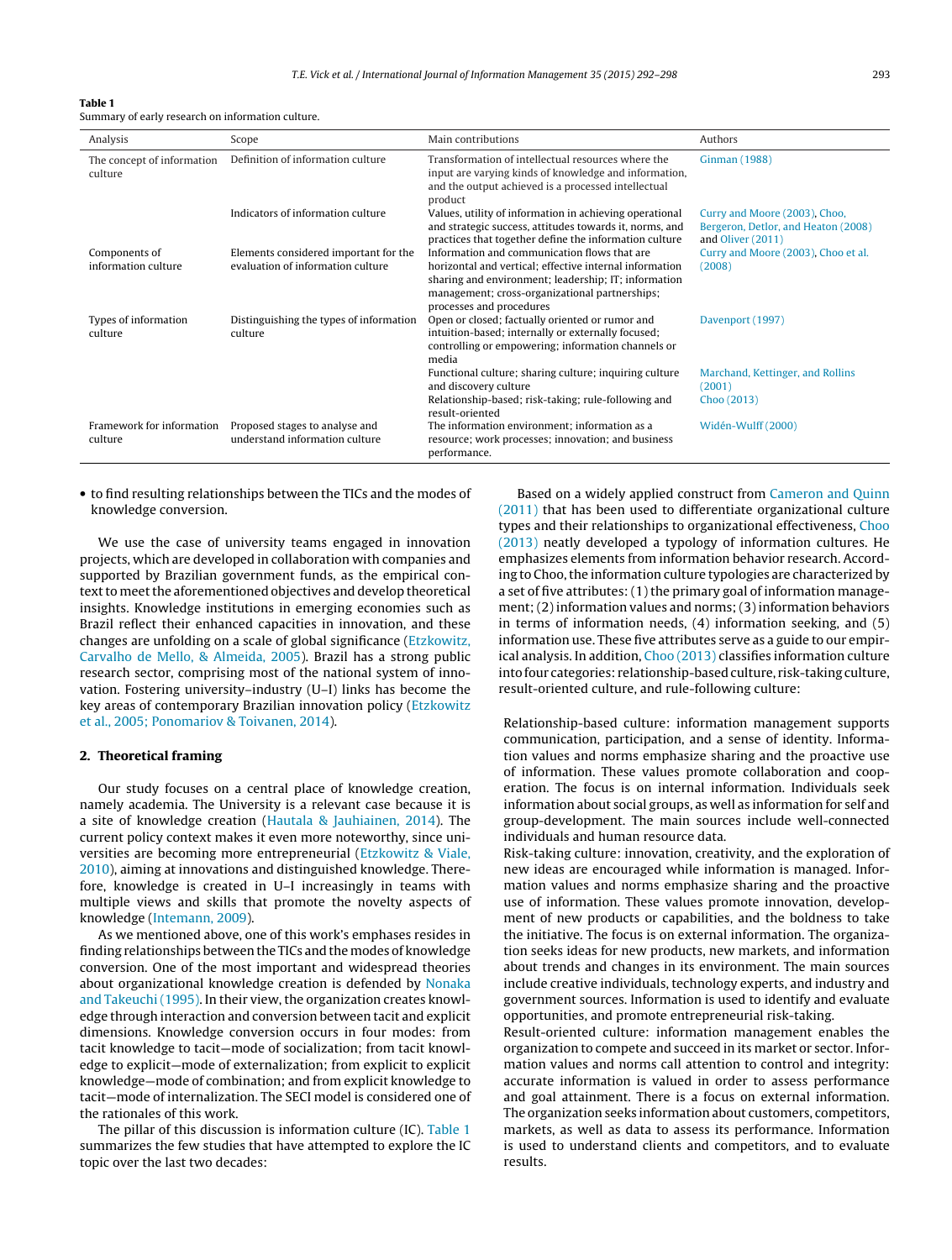**Table 1**
Summary of early research on information culture.

| Analysis | Scope | Main contributions | Authors |
|---|---|---|---|
| The concept of information culture | Definition of information culture | Transformation of intellectual resources where the input are varying kinds of knowledge and information, and the output achieved is a processed intellectual product | Ginman (1988) |
| | Indicators of information culture | Values, utility of information in achieving operational and strategic success, attitudes towards it, norms, and practices that together define the information culture | Curry and Moore (2003), Choo, Bergeron, Detlor, and Heaton (2008) and Oliver (2011) |
| Components of information culture | Elements considered important for the evaluation of information culture | Information and communication flows that are horizontal and vertical; effective internal information sharing and environment; leadership; IT; information management; cross-organizational partnerships; processes and procedures | Curry and Moore (2003), Choo et al. (2008) |
| Types of information culture | Distinguishing the types of information culture | Open or closed; factually oriented or rumor and intuition-based; internally or externally focused; controlling or empowering; information channels or media | Davenport (1997) |
| | | Functional culture; sharing culture; inquiring culture and discovery culture | Marchand, Kettinger, and Rollins (2001) |
| | | Relationship-based; risk-taking; rule-following and result-oriented | Choo (2013) |
| Framework for information culture | Proposed stages to analyse and understand information culture | The information environment; information as a resource; work processes; innovation; and business performance. | Widén-Wulff (2000) |

- to find resulting relationships between the TICs and the modes of knowledge conversion.

We use the case of university teams engaged in innovation projects, which are developed in collaboration with companies and supported by Brazilian government funds, as the empirical context to meet the aforementioned objectives and develop theoretical insights. Knowledge institutions in emerging economies such as Brazil reflect their enhanced capacities in innovation, and these changes are unfolding on a scale of global significance (Etzkowitz, Carvalho de Mello, & Almeida, 2005). Brazil has a strong public research sector, comprising most of the national system of innovation. Fostering university–industry (U–I) links has become the key areas of contemporary Brazilian innovation policy (Etzkowitz et al., 2005; Ponomariov & Toivanen, 2014).

## 2. Theoretical framing

Our study focuses on a central place of knowledge creation, namely academia. The University is a relevant case because it is a site of knowledge creation (Hautala & Jauhiainen, 2014). The current policy context makes it even more noteworthy, since universities are becoming more entrepreneurial (Etzkowitz & Viale, 2010), aiming at innovations and distinguished knowledge. Therefore, knowledge is created in U–I increasingly in teams with multiple views and skills that promote the novelty aspects of knowledge (Intemann, 2009).

As we mentioned above, one of this work's emphases resides in finding relationships between the TICs and the modes of knowledge conversion. One of the most important and widespread theories about organizational knowledge creation is defended by Nonaka and Takeuchi (1995). In their view, the organization creates knowledge through interaction and conversion between tacit and explicit dimensions. Knowledge conversion occurs in four modes: from tacit knowledge to tacit—mode of socialization; from tacit knowledge to explicit—mode of externalization; from explicit to explicit knowledge—mode of combination; and from explicit knowledge to tacit—mode of internalization. The SECI model is considered one of the rationales of this work.

The pillar of this discussion is information culture (IC). Table 1 summarizes the few studies that have attempted to explore the IC topic over the last two decades:

Based on a widely applied construct from Cameron and Quinn (2011) that has been used to differentiate organizational culture types and their relationships to organizational effectiveness, Choo (2013) neatly developed a typology of information cultures. He emphasizes elements from information behavior research. According to Choo, the information culture typologies are characterized by a set of five attributes: (1) the primary goal of information management; (2) information values and norms; (3) information behaviors in terms of information needs, (4) information seeking, and (5) information use. These five attributes serve as a guide to our empirical analysis. In addition, Choo (2013) classifies information culture into four categories: relationship-based culture, risk-taking culture, result-oriented culture, and rule-following culture:

Relationship-based culture: information management supports communication, participation, and a sense of identity. Information values and norms emphasize sharing and the proactive use of information. These values promote collaboration and cooperation. The focus is on internal information. Individuals seek information about social groups, as well as information for self and group-development. The main sources include well-connected individuals and human resource data.

Risk-taking culture: innovation, creativity, and the exploration of new ideas are encouraged while information is managed. Information values and norms emphasize sharing and the proactive use of information. These values promote innovation, development of new products or capabilities, and the boldness to take the initiative. The focus is on external information. The organization seeks ideas for new products, new markets, and information about trends and changes in its environment. The main sources include creative individuals, technology experts, and industry and government sources. Information is used to identify and evaluate opportunities, and promote entrepreneurial risk-taking.

Result-oriented culture: information management enables the organization to compete and succeed in its market or sector. Information values and norms call attention to control and integrity: accurate information is valued in order to assess performance and goal attainment. There is a focus on external information. The organization seeks information about customers, competitors, markets, as well as data to assess its performance. Information is used to understand clients and competitors, and to evaluate results.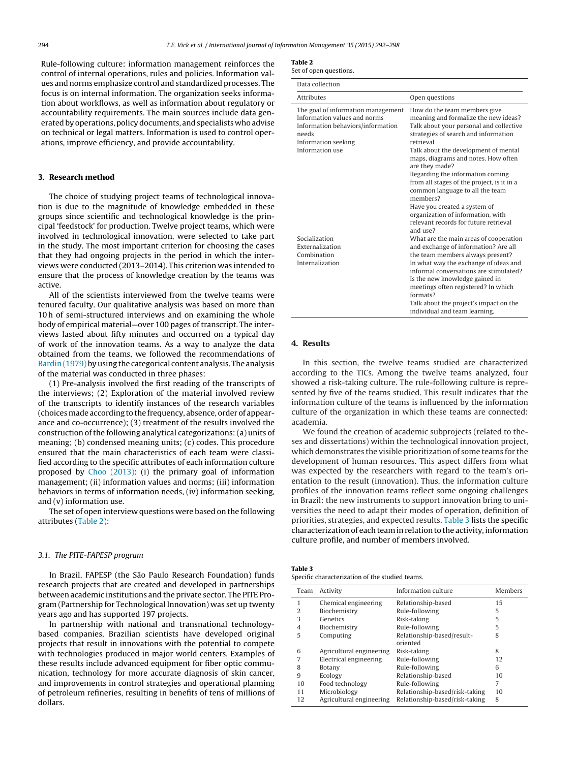Rule-following culture: information management reinforces the control of internal operations, rules and policies. Information values and norms emphasize control and standardized processes. The focus is on internal information. The organization seeks information about workflows, as well as information about regulatory or accountability requirements. The main sources include data generated by operations, policy documents, and specialists who advise on technical or legal matters. Information is used to control operations, improve efficiency, and provide accountability.

## 3. Research method

The choice of studying project teams of technological innovation is due to the magnitude of knowledge embedded in these groups since scientific and technological knowledge is the principal 'feedstock' for production. Twelve project teams, which were involved in technological innovation, were selected to take part in the study. The most important criterion for choosing the cases that they had ongoing projects in the period in which the interviews were conducted (2013–2014). This criterion was intended to ensure that the process of knowledge creation by the teams was active.

All of the scientists interviewed from the twelve teams were tenured faculty. Our qualitative analysis was based on more than 10 h of semi-structured interviews and on examining the whole body of empirical material—over 100 pages of transcript. The interviews lasted about fifty minutes and occurred on a typical day of work of the innovation teams. As a way to analyze the data obtained from the teams, we followed the recommendations of Bardin (1979) by using the categorical content analysis. The analysis of the material was conducted in three phases:

(1) Pre-analysis involved the first reading of the transcripts of the interviews; (2) Exploration of the material involved review of the transcripts to identify instances of the research variables (choices made according to the frequency, absence, order of appearance and co-occurrence); (3) treatment of the results involved the construction of the following analytical categorizations: (a) units of meaning; (b) condensed meaning units; (c) codes. This procedure ensured that the main characteristics of each team were classified according to the specific attributes of each information culture proposed by Choo (2013): (i) the primary goal of information management; (ii) information values and norms; (iii) information behaviors in terms of information needs, (iv) information seeking, and (v) information use.

The set of open interview questions were based on the following attributes (Table 2):

**Table 2**
Set of open questions.

| Data collection | |
|---|---|
| Attributes | Open questions |
| The goal of information management<br>Information values and norms<br>Information behaviors/information needs<br>Information seeking<br>Information use | How do the team members give meaning and formalize the new ideas?<br>Talk about your personal and collective strategies of search and information retrieval<br>Talk about the development of mental maps, diagrams and notes. How often are they made?<br>Regarding the information coming from all stages of the project, is it in a common language to all the team members?<br>Have you created a system of organization of information, with relevant records for future retrieval and use? |
| Socialization<br>Externalization<br>Combination<br>Internalization | What are the main areas of cooperation and exchange of information? Are all the team members always present?<br>In what way the exchange of ideas and informal conversations are stimulated?<br>Is the new knowledge gained in meetings often registered? In which formats?<br>Talk about the project's impact on the individual and team learning. |

### 3.1. The PITE-FAPESP program

In Brazil, FAPESP (the São Paulo Research Foundation) funds research projects that are created and developed in partnerships between academic institutions and the private sector. The PITE Program (Partnership for Technological Innovation) was set up twenty years ago and has supported 197 projects.

In partnership with national and transnational technology-based companies, Brazilian scientists have developed original projects that result in innovations with the potential to compete with technologies produced in major world centers. Examples of these results include advanced equipment for fiber optic communication, technology for more accurate diagnosis of skin cancer, and improvements in control strategies and operational planning of petroleum refineries, resulting in benefits of tens of millions of dollars.

## 4. Results

In this section, the twelve teams studied are characterized according to the TICs. Among the twelve teams analyzed, four showed a risk-taking culture. The rule-following culture is represented by five of the teams studied. This result indicates that the information culture of the teams is influenced by the information culture of the organization in which these teams are connected: academia.

We found the creation of academic subprojects (related to theses and dissertations) within the technological innovation project, which demonstrates the visible prioritization of some teams for the development of human resources. This aspect differs from what was expected by the researchers with regard to the team's orientation to the result (innovation). Thus, the information culture profiles of the innovation teams reflect some ongoing challenges in Brazil: the new instruments to support innovation bring to universities the need to adapt their modes of operation, definition of priorities, strategies, and expected results. Table 3 lists the specific characterization of each team in relation to the activity, information culture profile, and number of members involved.

**Table 3**
Specific characterization of the studied teams.

| Team | Activity | Information culture | Members |
|---|---|---|---|
| 1 | Chemical engineering | Relationship-based | 15 |
| 2 | Biochemistry | Rule-following | 5 |
| 3 | Genetics | Risk-taking | 5 |
| 4 | Biochemistry | Rule-following | 5 |
| 5 | Computing | Relationship-based/result-oriented | 8 |
| 6 | Agricultural engineering | Risk-taking | 8 |
| 7 | Electrical engineering | Rule-following | 12 |
| 8 | Botany | Rule-following | 6 |
| 9 | Ecology | Relationship-based | 10 |
| 10 | Food technology | Rule-following | 7 |
| 11 | Microbiology | Relationship-based/risk-taking | 10 |
| 12 | Agricultural engineering | Relationship-based/risk-taking | 8 |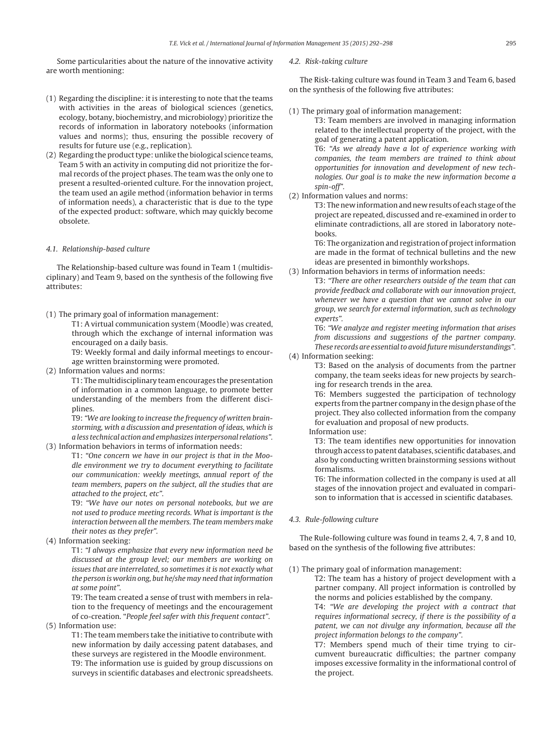Some particularities about the nature of the innovative activity are worth mentioning:

(1) Regarding the discipline: it is interesting to note that the teams with activities in the areas of biological sciences (genetics, ecology, botany, biochemistry, and microbiology) prioritize the records of information in laboratory notebooks (information values and norms); thus, ensuring the possible recovery of results for future use (e.g., replication).
(2) Regarding the product type: unlike the biological science teams, Team 5 with an activity in computing did not prioritize the formal records of the project phases. The team was the only one to present a resulted-oriented culture. For the innovation project, the team used an agile method (information behavior in terms of information needs), a characteristic that is due to the type of the expected product: software, which may quickly become obsolete.

### 4.1. Relationship-based culture

The Relationship-based culture was found in Team 1 (multidisciplinary) and Team 9, based on the synthesis of the following five attributes:

(1) The primary goal of information management:

T1: A virtual communication system (Moodle) was created, through which the exchange of internal information was encouraged on a daily basis.

T9: Weekly formal and daily informal meetings to encourage written brainstorming were promoted.

(2) Information values and norms:

T1: The multidisciplinary team encourages the presentation of information in a common language, to promote better understanding of the members from the different disciplines.

T9: *"We are looking to increase the frequency of written brainstorming, with a discussion and presentation of ideas, which is a less technical action and emphasizes interpersonal relations".*

(3) Information behaviors in terms of information needs:

T1: *"One concern we have in our project is that in the Moodle environment we try to document everything to facilitate our communication: weekly meetings, annual report of the team members, papers on the subject, all the studies that are attached to the project, etc".*

T9: *"We have our notes on personal notebooks, but we are not used to produce meeting records. What is important is the interaction between all the members. The team members make their notes as they prefer".*

(4) Information seeking:

T1: *"I always emphasize that every new information need be discussed at the group level; our members are working on issues that are interrelated, so sometimes it is not exactly what the person is workin ong, but he/she may need that information at some point".*

T9: The team created a sense of trust with members in relation to the frequency of meetings and the encouragement of co-creation. "*People feel safer with this frequent contact*".

(5) Information use:

T1: The team members take the initiative to contribute with new information by daily accessing patent databases, and these surveys are registered in the Moodle environment.

T9: The information use is guided by group discussions on surveys in scientific databases and electronic spreadsheets.

### 4.2. Risk-taking culture

The Risk-taking culture was found in Team 3 and Team 6, based on the synthesis of the following five attributes:

(1) The primary goal of information management:

T3: Team members are involved in managing information related to the intellectual property of the project, with the goal of generating a patent application.

T6: *"As we already have a lot of experience working with companies, the team members are trained to think about opportunities for innovation and development of new technologies. Our goal is to make the new information become a spin-off".*

(2) Information values and norms:

T3: The new information and new results of each stage of the project are repeated, discussed and re-examined in order to eliminate contradictions, all are stored in laboratory notebooks.

T6: The organization and registration of project information are made in the format of technical bulletins and the new ideas are presented in bimonthly workshops.

(3) Information behaviors in terms of information needs:

T3: *"There are other researchers outside of the team that can provide feedback and collaborate with our innovation project, whenever we have a question that we cannot solve in our group, we search for external information, such as technology experts".*

T6: *"We analyze and register meeting information that arises from discussions and suggestions of the partner company. These records are essential to avoid future misunderstandings".*

(4) Information seeking:

T3: Based on the analysis of documents from the partner company, the team seeks ideas for new projects by searching for research trends in the area.

T6: Members suggested the participation of technology experts from the partner company in the design phase of the project. They also collected information from the company for evaluation and proposal of new products.

Information use:

T3: The team identifies new opportunities for innovation through access to patent databases, scientific databases, and also by conducting written brainstorming sessions without formalisms.

T6: The information collected in the company is used at all stages of the innovation project and evaluated in comparison to information that is accessed in scientific databases.

### 4.3. Rule-following culture

The Rule-following culture was found in teams 2, 4, 7, 8 and 10, based on the synthesis of the following five attributes:

(1) The primary goal of information management:

T2: The team has a history of project development with a partner company. All project information is controlled by the norms and policies established by the company.

T4: *"We are developing the project with a contract that requires informational secrecy, if there is the possibility of a patent, we can not divulge any information, because all the project information belongs to the company".*

T7: Members spend much of their time trying to circumvent bureaucratic difficulties; the partner company imposes excessive formality in the informational control of the project.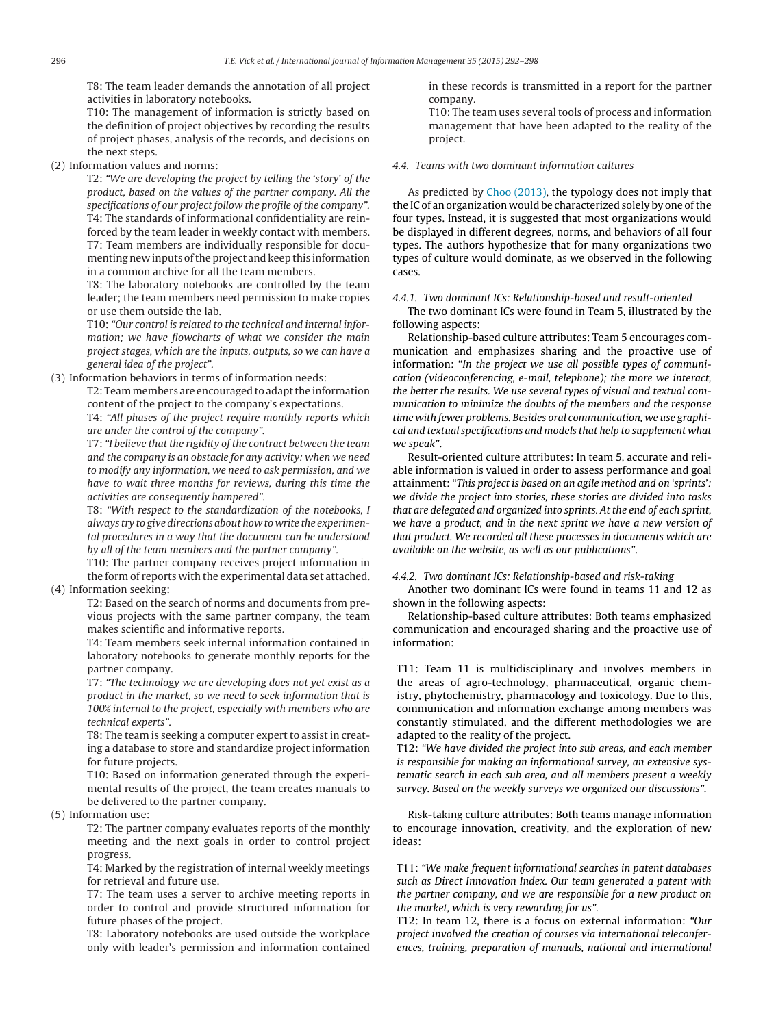T8: The team leader demands the annotation of all project activities in laboratory notebooks.

T10: The management of information is strictly based on the definition of project objectives by recording the results of project phases, analysis of the records, and decisions on the next steps.

(2) Information values and norms:

T2: *"We are developing the project by telling the 'story' of the product, based on the values of the partner company. All the specifications of our project follow the profile of the company".*

T4: The standards of informational confidentiality are reinforced by the team leader in weekly contact with members.

T7: Team members are individually responsible for documenting new inputs of the project and keep this information in a common archive for all the team members.

T8: The laboratory notebooks are controlled by the team leader; the team members need permission to make copies or use them outside the lab.

T10: *"Our control is related to the technical and internal information; we have flowcharts of what we consider the main project stages, which are the inputs, outputs, so we can have a general idea of the project".*

(3) Information behaviors in terms of information needs:

T2: Team members are encouraged to adapt the information content of the project to the company's expectations.

T4: *"All phases of the project require monthly reports which are under the control of the company".*

T7: *"I believe that the rigidity of the contract between the team and the company is an obstacle for any activity: when we need to modify any information, we need to ask permission, and we have to wait three months for reviews, during this time the activities are consequently hampered".*

T8: *"With respect to the standardization of the notebooks, I always try to give directions about how to write the experimental procedures in a way that the document can be understood by all of the team members and the partner company".*

T10: The partner company receives project information in the form of reports with the experimental data set attached.

(4) Information seeking:

T2: Based on the search of norms and documents from previous projects with the same partner company, the team makes scientific and informative reports.

T4: Team members seek internal information contained in laboratory notebooks to generate monthly reports for the partner company.

T7: *"The technology we are developing does not yet exist as a product in the market, so we need to seek information that is 100% internal to the project, especially with members who are technical experts".*

T8: The team is seeking a computer expert to assist in creating a database to store and standardize project information for future projects.

T10: Based on information generated through the experimental results of the project, the team creates manuals to be delivered to the partner company.

(5) Information use:

T2: The partner company evaluates reports of the monthly meeting and the next goals in order to control project progress.

T4: Marked by the registration of internal weekly meetings for retrieval and future use.

T7: The team uses a server to archive meeting reports in order to control and provide structured information for future phases of the project.

T8: Laboratory notebooks are used outside the workplace only with leader's permission and information contained in these records is transmitted in a report for the partner company.

T10: The team uses several tools of process and information management that have been adapted to the reality of the project.

### 4.4. Teams with two dominant information cultures

As predicted by Choo (2013), the typology does not imply that the IC of an organization would be characterized solely by one of the four types. Instead, it is suggested that most organizations would be displayed in different degrees, norms, and behaviors of all four types. The authors hypothesize that for many organizations two types of culture would dominate, as we observed in the following cases.

#### 4.4.1. Two dominant ICs: Relationship-based and result-oriented

The two dominant ICs were found in Team 5, illustrated by the following aspects:

Relationship-based culture attributes: Team 5 encourages communication and emphasizes sharing and the proactive use of information: "*In the project we use all possible types of communication (videoconferencing, e-mail, telephone); the more we interact, the better the results. We use several types of visual and textual communication to minimize the doubts of the members and the response time with fewer problems. Besides oral communication, we use graphical and textual specifications and models that help to supplement what we speak*".

Result-oriented culture attributes: In team 5, accurate and reliable information is valued in order to assess performance and goal attainment: "*This project is based on an agile method and on 'sprints': we divide the project into stories, these stories are divided into tasks that are delegated and organized into sprints. At the end of each sprint, we have a product, and in the next sprint we have a new version of that product. We recorded all these processes in documents which are available on the website, as well as our publications*".

#### 4.4.2. Two dominant ICs: Relationship-based and risk-taking

Another two dominant ICs were found in teams 11 and 12 as shown in the following aspects:

Relationship-based culture attributes: Both teams emphasized communication and encouraged sharing and the proactive use of information:

T11: Team 11 is multidisciplinary and involves members in the areas of agro-technology, pharmaceutical, organic chemistry, phytochemistry, pharmacology and toxicology. Due to this, communication and information exchange among members was constantly stimulated, and the different methodologies we are adapted to the reality of the project.

T12: *"We have divided the project into sub areas, and each member is responsible for making an informational survey, an extensive systematic search in each sub area, and all members present a weekly survey. Based on the weekly surveys we organized our discussions".*

Risk-taking culture attributes: Both teams manage information to encourage innovation, creativity, and the exploration of new ideas:

T11: *"We make frequent informational searches in patent databases such as Direct Innovation Index. Our team generated a patent with the partner company, and we are responsible for a new product on the market, which is very rewarding for us".*

T12: In team 12, there is a focus on external information: *"Our project involved the creation of courses via international teleconferences, training, preparation of manuals, national and international*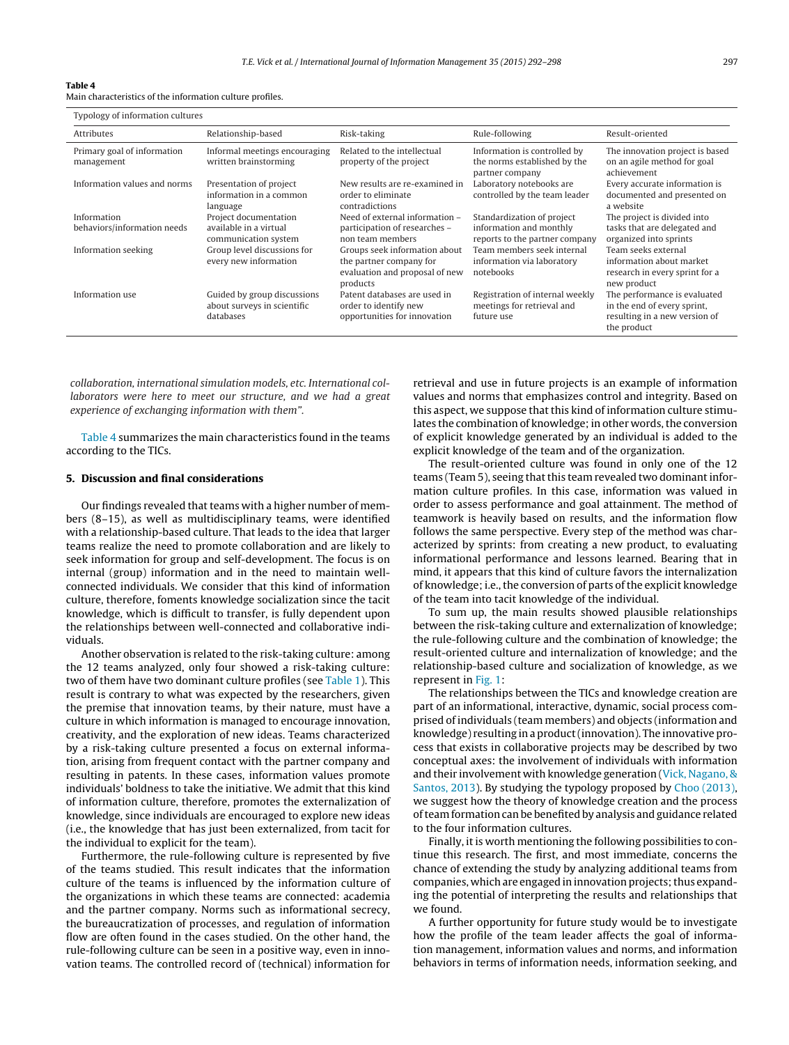**Table 4**
Main characteristics of the information culture profiles.

| Typology of information cultures | | | | |
|---|---|---|---|---|
| Attributes | Relationship-based | Risk-taking | Rule-following | Result-oriented |
| Primary goal of information management | Informal meetings encouraging written brainstorming | Related to the intellectual property of the project | Information is controlled by the norms established by the partner company | The innovation project is based on an agile method for goal achievement |
| Information values and norms | Presentation of project information in a common language | New results are re-examined in order to eliminate contradictions | Laboratory notebooks are controlled by the team leader | Every accurate information is documented and presented on a website |
| Information behaviors/information needs | Project documentation available in a virtual communication system | Need of external information – participation of researches – non team members | Standardization of project information and monthly reports to the partner company | The project is divided into tasks that are delegated and organized into sprints |
| Information seeking | Group level discussions for every new information | Groups seek information about the partner company for evaluation and proposal of new products | Team members seek internal information via laboratory notebooks | Team seeks external information about market research in every sprint for a new product |
| Information use | Guided by group discussions about surveys in scientific databases | Patent databases are used in order to identify new opportunities for innovation | Registration of internal weekly meetings for retrieval and future use | The performance is evaluated in the end of every sprint, resulting in a new version of the product |

*collaboration, international simulation models, etc. International collaborators were here to meet our structure, and we had a great experience of exchanging information with them".*

Table 4 summarizes the main characteristics found in the teams according to the TICs.

## 5. Discussion and final considerations

Our findings revealed that teams with a higher number of members (8–15), as well as multidisciplinary teams, were identified with a relationship-based culture. That leads to the idea that larger teams realize the need to promote collaboration and are likely to seek information for group and self-development. The focus is on internal (group) information and in the need to maintain well-connected individuals. We consider that this kind of information culture, therefore, foments knowledge socialization since the tacit knowledge, which is difficult to transfer, is fully dependent upon the relationships between well-connected and collaborative individuals.

Another observation is related to the risk-taking culture: among the 12 teams analyzed, only four showed a risk-taking culture: two of them have two dominant culture profiles (see Table 1). This result is contrary to what was expected by the researchers, given the premise that innovation teams, by their nature, must have a culture in which information is managed to encourage innovation, creativity, and the exploration of new ideas. Teams characterized by a risk-taking culture presented a focus on external information, arising from frequent contact with the partner company and resulting in patents. In these cases, information values promote individuals' boldness to take the initiative. We admit that this kind of information culture, therefore, promotes the externalization of knowledge, since individuals are encouraged to explore new ideas (i.e., the knowledge that has just been externalized, from tacit for the individual to explicit for the team).

Furthermore, the rule-following culture is represented by five of the teams studied. This result indicates that the information culture of the teams is influenced by the information culture of the organizations in which these teams are connected: academia and the partner company. Norms such as informational secrecy, the bureaucratization of processes, and regulation of information flow are often found in the cases studied. On the other hand, the rule-following culture can be seen in a positive way, even in innovation teams. The controlled record of (technical) information for retrieval and use in future projects is an example of information values and norms that emphasizes control and integrity. Based on this aspect, we suppose that this kind of information culture stimulates the combination of knowledge; in other words, the conversion of explicit knowledge generated by an individual is added to the explicit knowledge of the team and of the organization.

The result-oriented culture was found in only one of the 12 teams (Team 5), seeing that this team revealed two dominant information culture profiles. In this case, information was used in order to assess performance and goal attainment. The method of teamwork is heavily based on results, and the information flow follows the same perspective. Every step of the method was characterized by sprints: from creating a new product, to evaluating informational performance and lessons learned. Bearing that in mind, it appears that this kind of culture favors the internalization of knowledge; i.e., the conversion of parts of the explicit knowledge of the team into tacit knowledge of the individual.

To sum up, the main results showed plausible relationships between the risk-taking culture and externalization of knowledge; the rule-following culture and the combination of knowledge; the result-oriented culture and internalization of knowledge; and the relationship-based culture and socialization of knowledge, as we represent in Fig. 1:

The relationships between the TICs and knowledge creation are part of an informational, interactive, dynamic, social process comprised of individuals (team members) and objects (information and knowledge) resulting in a product (innovation). The innovative process that exists in collaborative projects may be described by two conceptual axes: the involvement of individuals with information and their involvement with knowledge generation (Vick, Nagano, & Santos, 2013). By studying the typology proposed by Choo (2013), we suggest how the theory of knowledge creation and the process of team formation can be benefited by analysis and guidance related to the four information cultures.

Finally, it is worth mentioning the following possibilities to continue this research. The first, and most immediate, concerns the chance of extending the study by analyzing additional teams from companies, which are engaged in innovation projects; thus expanding the potential of interpreting the results and relationships that we found.

A further opportunity for future study would be to investigate how the profile of the team leader affects the goal of information management, information values and norms, and information behaviors in terms of information needs, information seeking, and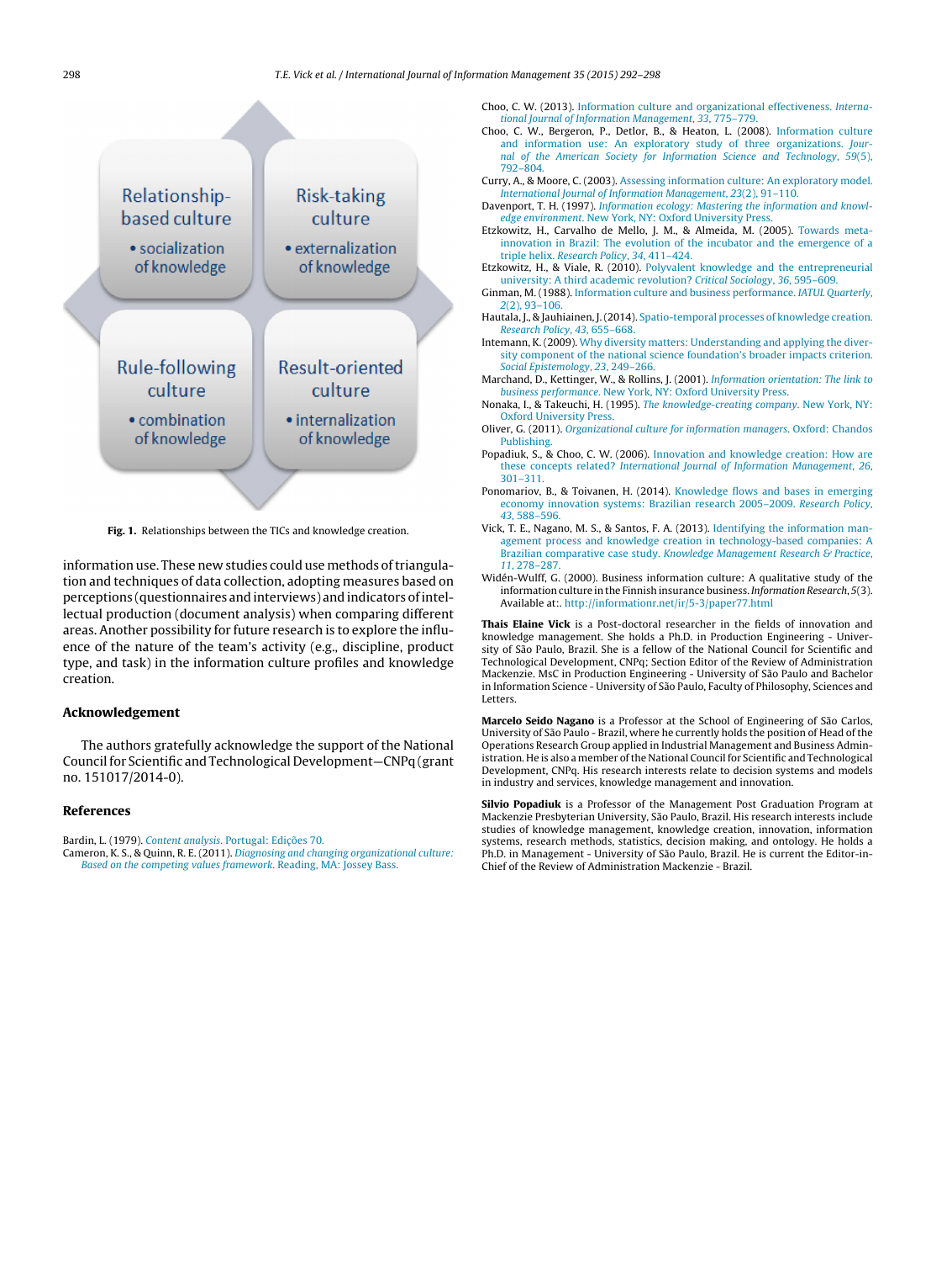Relationship-based culture

• socialization of knowledge

Risk-taking culture

• externalization of knowledge

Rule-following culture

• combination of knowledge

Result-oriented culture

• internalization of knowledge

**Fig. 1.** Relationships between the TICs and knowledge creation.

information use. These new studies could use methods of triangulation and techniques of data collection, adopting measures based on perceptions (questionnaires and interviews) and indicators of intellectual production (document analysis) when comparing different areas. Another possibility for future research is to explore the influence of the nature of the team's activity (e.g., discipline, product type, and task) in the information culture profiles and knowledge creation.

## Acknowledgement

The authors gratefully acknowledge the support of the National Council for Scientific and Technological Development—CNPq (grant no. 151017/2014-0).

## References

Bardin, L. (1979). *Content analysis*. Portugal: Edições 70.

Cameron, K. S., & Quinn, R. E. (2011). *Diagnosing and changing organizational culture: Based on the competing values framework*. Reading, MA: Jossey Bass.

Choo, C. W. (2013). Information culture and organizational effectiveness. *International Journal of Information Management*, *33*, 775–779.

Choo, C. W., Bergeron, P., Detlor, B., & Heaton, L. (2008). Information culture and information use: An exploratory study of three organizations. *Journal of the American Society for Information Science and Technology*, *59*(5), 792–804.

Curry, A., & Moore, C. (2003). Assessing information culture: An exploratory model. *International Journal of Information Management*, *23*(2), 91–110.

Davenport, T. H. (1997). *Information ecology: Mastering the information and knowledge environment*. New York, NY: Oxford University Press.

Etzkowitz, H., Carvalho de Mello, J. M., & Almeida, M. (2005). Towards meta-innovation in Brazil: The evolution of the incubator and the emergence of a triple helix. *Research Policy*, *34*, 411–424.

Etzkowitz, H., & Viale, R. (2010). Polyvalent knowledge and the entrepreneurial university: A third academic revolution? *Critical Sociology*, *36*, 595–609.

Ginman, M. (1988). Information culture and business performance. *IATUL Quarterly*, *2*(2), 93–106.

Hautala, J., & Jauhiainen, J. (2014). Spatio-temporal processes of knowledge creation. *Research Policy*, *43*, 655–668.

Intemann, K. (2009). Why diversity matters: Understanding and applying the diversity component of the national science foundation's broader impacts criterion. *Social Epistemology*, *23*, 249–266.

Marchand, D., Kettinger, W., & Rollins, J. (2001). *Information orientation: The link to business performance*. New York, NY: Oxford University Press.

Nonaka, I., & Takeuchi, H. (1995). *The knowledge-creating company*. New York, NY: Oxford University Press.

Oliver, G. (2011). *Organizational culture for information managers*. Oxford: Chandos Publishing.

Popadiuk, S., & Choo, C. W. (2006). Innovation and knowledge creation: How are these concepts related? *International Journal of Information Management*, *26*, 301–311.

Ponomariov, B., & Toivanen, H. (2014). Knowledge flows and bases in emerging economy innovation systems: Brazilian research 2005–2009. *Research Policy*, *43*, 588–596.

Vick, T. E., Nagano, M. S., & Santos, F. A. (2013). Identifying the information management process and knowledge creation in technology-based companies: A Brazilian comparative case study. *Knowledge Management Research & Practice*, *11*, 278–287.

Widén-Wulff, G. (2000). Business information culture: A qualitative study of the information culture in the Finnish insurance business. *Information Research*, *5*(3). Available at:. http://informationr.net/ir/5-3/paper77.html

**Thais Elaine Vick** is a Post-doctoral researcher in the fields of innovation and knowledge management. She holds a Ph.D. in Production Engineering - University of São Paulo, Brazil. She is a fellow of the National Council for Scientific and Technological Development, CNPq; Section Editor of the Review of Administration Mackenzie. MsC in Production Engineering - University of São Paulo and Bachelor in Information Science - University of São Paulo, Faculty of Philosophy, Sciences and Letters.

**Marcelo Seido Nagano** is a Professor at the School of Engineering of São Carlos, University of São Paulo - Brazil, where he currently holds the position of Head of the Operations Research Group applied in Industrial Management and Business Administration. He is also a member of the National Council for Scientific and Technological Development, CNPq. His research interests relate to decision systems and models in industry and services, knowledge management and innovation.

**Silvio Popadiuk** is a Professor of the Management Post Graduation Program at Mackenzie Presbyterian University, São Paulo, Brazil. His research interests include studies of knowledge management, knowledge creation, innovation, information systems, research methods, statistics, decision making, and ontology. He holds a Ph.D. in Management - University of São Paulo, Brazil. He is current the Editor-in-Chief of the Review of Administration Mackenzie - Brazil.